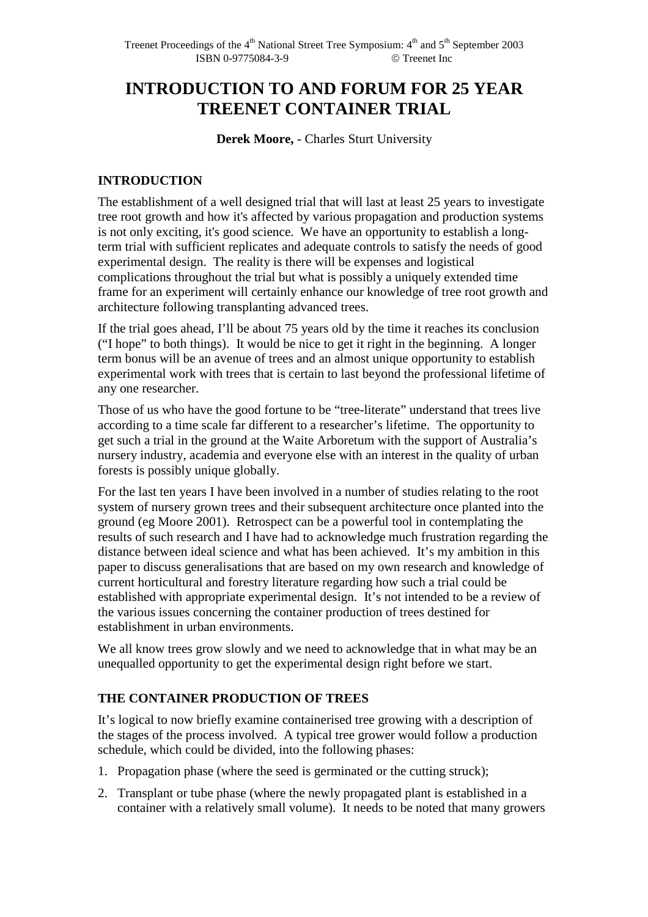# INTRODUCTION TO AND FORUM FOR 25 YEAR TREENET CONTAINER TRIAL

**Derek Moore,** - Charles Sturt University

## INTRODUCTION

The establishment of a well designed trial that will last at least 25 years to investigate tree root growth and how it's affected by various propagation and production systems is not only exciting, it's good science. We have an opportunity to establish a long-term trial with sufficient replicates and adequate controls to satisfy the needs of good experimental design. The reality is there will be expenses and logistical complications throughout the trial but what is possibly a uniquely extended time frame for an experiment will certainly enhance our knowledge of tree root growth and architecture following transplanting advanced trees.

If the trial goes ahead, I'll be about 75 years old by the time it reaches its conclusion ("I hope" to both things). It would be nice to get it right in the beginning. A longer term bonus will be an avenue of trees and an almost unique opportunity to establish experimental work with trees that is certain to last beyond the professional lifetime of any one researcher.

Those of us who have the good fortune to be "tree-literate" understand that trees live according to a time scale far different to a researcher's lifetime. The opportunity to get such a trial in the ground at the Waite Arboretum with the support of Australia's nursery industry, academia and everyone else with an interest in the quality of urban forests is possibly unique globally.

For the last ten years I have been involved in a number of studies relating to the root system of nursery grown trees and their subsequent architecture once planted into the ground (eg Moore 2001). Retrospect can be a powerful tool in contemplating the results of such research and I have had to acknowledge much frustration regarding the distance between ideal science and what has been achieved. It's my ambition in this paper to discuss generalisations that are based on my own research and knowledge of current horticultural and forestry literature regarding how such a trial could be established with appropriate experimental design. It's not intended to be a review of the various issues concerning the container production of trees destined for establishment in urban environments.

We all know trees grow slowly and we need to acknowledge that in what may be an unequalled opportunity to get the experimental design right before we start.

## THE CONTAINER PRODUCTION OF TREES

It's logical to now briefly examine containerised tree growing with a description of the stages of the process involved. A typical tree grower would follow a production schedule, which could be divided, into the following phases:

1. Propagation phase (where the seed is germinated or the cutting struck);
2. Transplant or tube phase (where the newly propagated plant is established in a container with a relatively small volume). It needs to be noted that many growers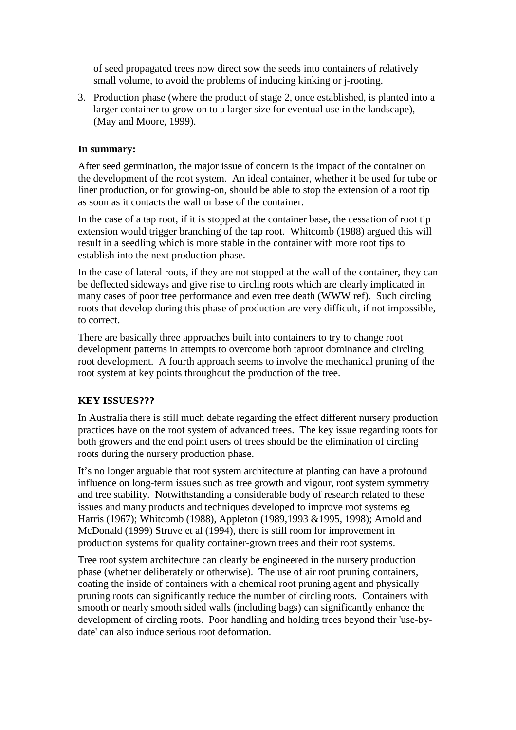of seed propagated trees now direct sow the seeds into containers of relatively small volume, to avoid the problems of inducing kinking or j-rooting.

3. Production phase (where the product of stage 2, once established, is planted into a larger container to grow on to a larger size for eventual use in the landscape), (May and Moore, 1999).

**In summary:**

After seed germination, the major issue of concern is the impact of the container on the development of the root system. An ideal container, whether it be used for tube or liner production, or for growing-on, should be able to stop the extension of a root tip as soon as it contacts the wall or base of the container.

In the case of a tap root, if it is stopped at the container base, the cessation of root tip extension would trigger branching of the tap root. Whitcomb (1988) argued this will result in a seedling which is more stable in the container with more root tips to establish into the next production phase.

In the case of lateral roots, if they are not stopped at the wall of the container, they can be deflected sideways and give rise to circling roots which are clearly implicated in many cases of poor tree performance and even tree death (WWW ref). Such circling roots that develop during this phase of production are very difficult, if not impossible, to correct.

There are basically three approaches built into containers to try to change root development patterns in attempts to overcome both taproot dominance and circling root development. A fourth approach seems to involve the mechanical pruning of the root system at key points throughout the production of the tree.

**KEY ISSUES???**

In Australia there is still much debate regarding the effect different nursery production practices have on the root system of advanced trees. The key issue regarding roots for both growers and the end point users of trees should be the elimination of circling roots during the nursery production phase.

It's no longer arguable that root system architecture at planting can have a profound influence on long-term issues such as tree growth and vigour, root system symmetry and tree stability. Notwithstanding a considerable body of research related to these issues and many products and techniques developed to improve root systems eg Harris (1967); Whitcomb (1988), Appleton (1989,1993 &1995, 1998); Arnold and McDonald (1999) Struve et al (1994), there is still room for improvement in production systems for quality container-grown trees and their root systems.

Tree root system architecture can clearly be engineered in the nursery production phase (whether deliberately or otherwise). The use of air root pruning containers, coating the inside of containers with a chemical root pruning agent and physically pruning roots can significantly reduce the number of circling roots. Containers with smooth or nearly smooth sided walls (including bags) can significantly enhance the development of circling roots. Poor handling and holding trees beyond their 'use-by-date' can also induce serious root deformation.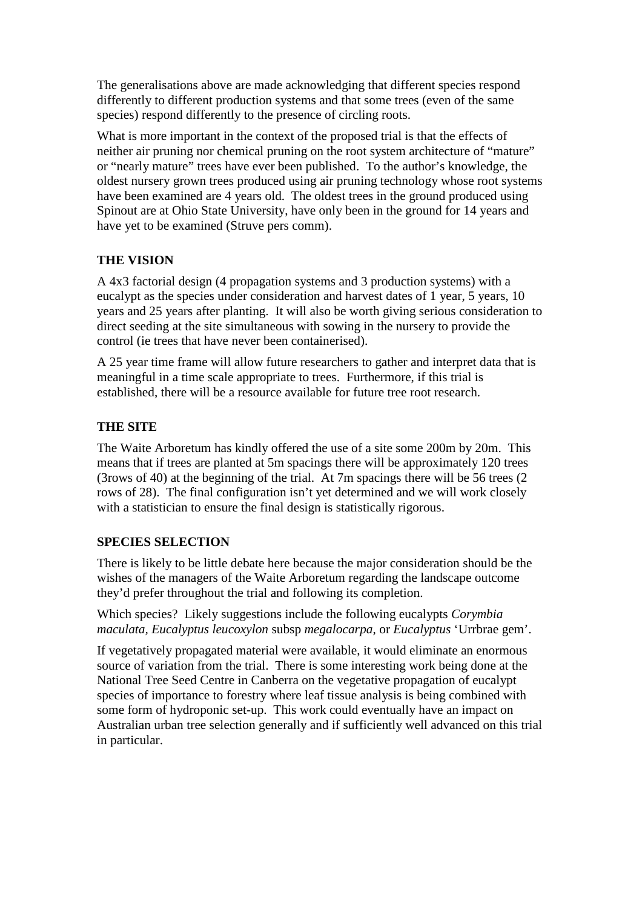The generalisations above are made acknowledging that different species respond differently to different production systems and that some trees (even of the same species) respond differently to the presence of circling roots.

What is more important in the context of the proposed trial is that the effects of neither air pruning nor chemical pruning on the root system architecture of "mature" or "nearly mature" trees have ever been published. To the author's knowledge, the oldest nursery grown trees produced using air pruning technology whose root systems have been examined are 4 years old. The oldest trees in the ground produced using Spinout are at Ohio State University, have only been in the ground for 14 years and have yet to be examined (Struve pers comm).

## THE VISION

A 4x3 factorial design (4 propagation systems and 3 production systems) with a eucalypt as the species under consideration and harvest dates of 1 year, 5 years, 10 years and 25 years after planting. It will also be worth giving serious consideration to direct seeding at the site simultaneous with sowing in the nursery to provide the control (ie trees that have never been containerised).

A 25 year time frame will allow future researchers to gather and interpret data that is meaningful in a time scale appropriate to trees. Furthermore, if this trial is established, there will be a resource available for future tree root research.

## THE SITE

The Waite Arboretum has kindly offered the use of a site some 200m by 20m. This means that if trees are planted at 5m spacings there will be approximately 120 trees (3rows of 40) at the beginning of the trial. At 7m spacings there will be 56 trees (2 rows of 28). The final configuration isn't yet determined and we will work closely with a statistician to ensure the final design is statistically rigorous.

## SPECIES SELECTION

There is likely to be little debate here because the major consideration should be the wishes of the managers of the Waite Arboretum regarding the landscape outcome they'd prefer throughout the trial and following its completion.

Which species? Likely suggestions include the following eucalypts *Corymbia maculata*, *Eucalyptus leucoxylon* subsp *megalocarpa*, or *Eucalyptus* 'Urrbrae gem'.

If vegetatively propagated material were available, it would eliminate an enormous source of variation from the trial. There is some interesting work being done at the National Tree Seed Centre in Canberra on the vegetative propagation of eucalypt species of importance to forestry where leaf tissue analysis is being combined with some form of hydroponic set-up. This work could eventually have an impact on Australian urban tree selection generally and if sufficiently well advanced on this trial in particular.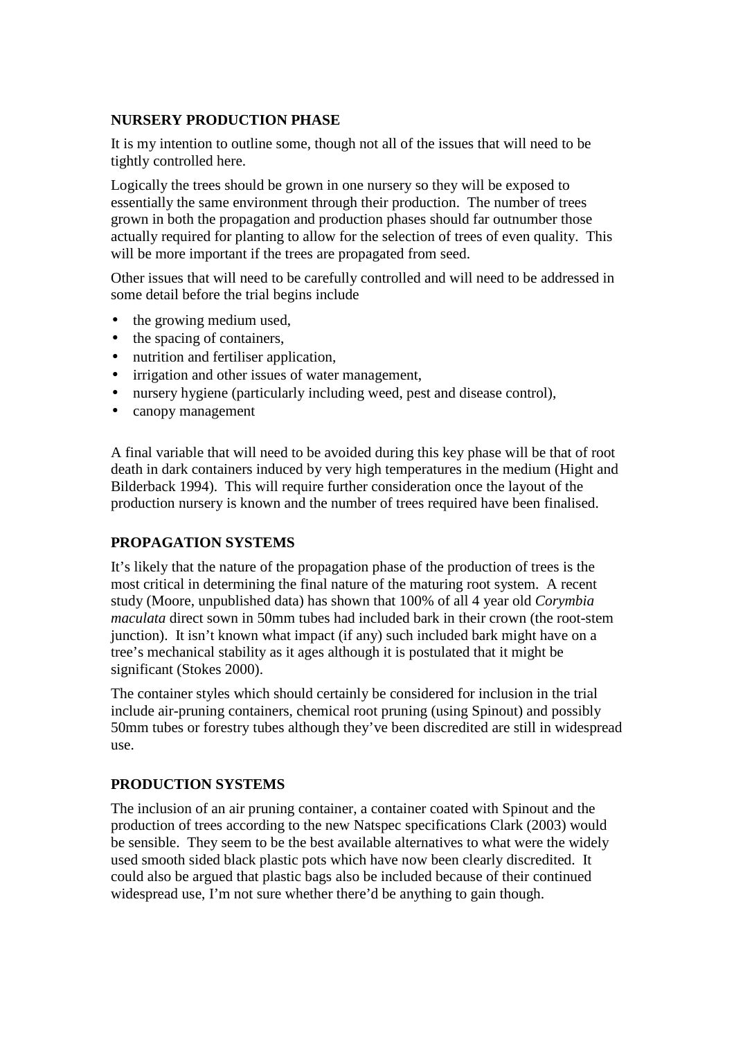## NURSERY PRODUCTION PHASE

It is my intention to outline some, though not all of the issues that will need to be tightly controlled here.

Logically the trees should be grown in one nursery so they will be exposed to essentially the same environment through their production. The number of trees grown in both the propagation and production phases should far outnumber those actually required for planting to allow for the selection of trees of even quality. This will be more important if the trees are propagated from seed.

Other issues that will need to be carefully controlled and will need to be addressed in some detail before the trial begins include

- the growing medium used,
- the spacing of containers,
- nutrition and fertiliser application,
- irrigation and other issues of water management,
- nursery hygiene (particularly including weed, pest and disease control),
- canopy management

A final variable that will need to be avoided during this key phase will be that of root death in dark containers induced by very high temperatures in the medium (Hight and Bilderback 1994). This will require further consideration once the layout of the production nursery is known and the number of trees required have been finalised.

## PROPAGATION SYSTEMS

It's likely that the nature of the propagation phase of the production of trees is the most critical in determining the final nature of the maturing root system. A recent study (Moore, unpublished data) has shown that 100% of all 4 year old *Corymbia maculata* direct sown in 50mm tubes had included bark in their crown (the root-stem junction). It isn't known what impact (if any) such included bark might have on a tree's mechanical stability as it ages although it is postulated that it might be significant (Stokes 2000).

The container styles which should certainly be considered for inclusion in the trial include air-pruning containers, chemical root pruning (using Spinout) and possibly 50mm tubes or forestry tubes although they've been discredited are still in widespread use.

## PRODUCTION SYSTEMS

The inclusion of an air pruning container, a container coated with Spinout and the production of trees according to the new Natspec specifications Clark (2003) would be sensible. They seem to be the best available alternatives to what were the widely used smooth sided black plastic pots which have now been clearly discredited. It could also be argued that plastic bags also be included because of their continued widespread use, I'm not sure whether there'd be anything to gain though.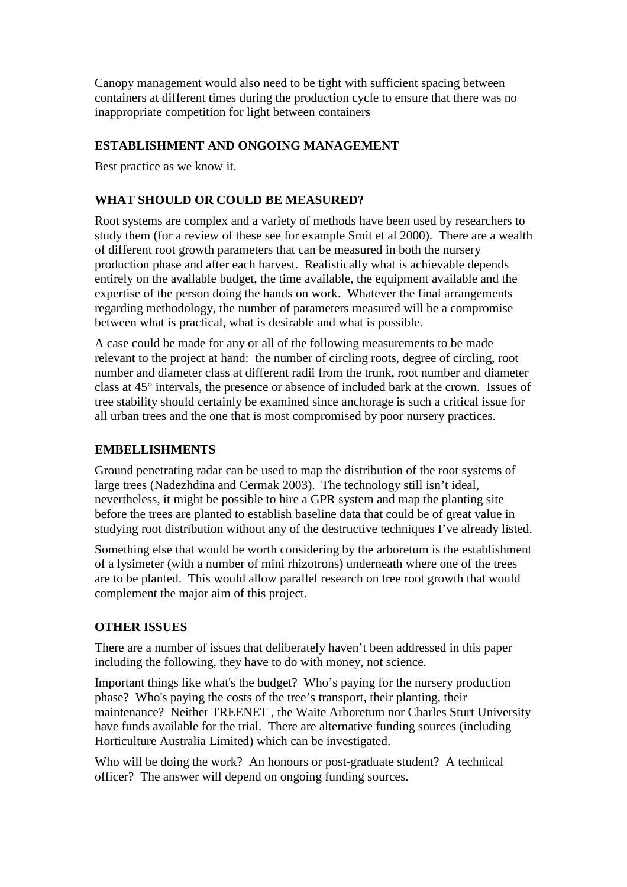Canopy management would also need to be tight with sufficient spacing between containers at different times during the production cycle to ensure that there was no inappropriate competition for light between containers

## ESTABLISHMENT AND ONGOING MANAGEMENT

Best practice as we know it.

## WHAT SHOULD OR COULD BE MEASURED?

Root systems are complex and a variety of methods have been used by researchers to study them (for a review of these see for example Smit et al 2000). There are a wealth of different root growth parameters that can be measured in both the nursery production phase and after each harvest. Realistically what is achievable depends entirely on the available budget, the time available, the equipment available and the expertise of the person doing the hands on work. Whatever the final arrangements regarding methodology, the number of parameters measured will be a compromise between what is practical, what is desirable and what is possible.

A case could be made for any or all of the following measurements to be made relevant to the project at hand: the number of circling roots, degree of circling, root number and diameter class at different radii from the trunk, root number and diameter class at 45° intervals, the presence or absence of included bark at the crown. Issues of tree stability should certainly be examined since anchorage is such a critical issue for all urban trees and the one that is most compromised by poor nursery practices.

## EMBELLISHMENTS

Ground penetrating radar can be used to map the distribution of the root systems of large trees (Nadezhdina and Cermak 2003). The technology still isn't ideal, nevertheless, it might be possible to hire a GPR system and map the planting site before the trees are planted to establish baseline data that could be of great value in studying root distribution without any of the destructive techniques I've already listed.

Something else that would be worth considering by the arboretum is the establishment of a lysimeter (with a number of mini rhizotrons) underneath where one of the trees are to be planted. This would allow parallel research on tree root growth that would complement the major aim of this project.

## OTHER ISSUES

There are a number of issues that deliberately haven't been addressed in this paper including the following, they have to do with money, not science.

Important things like what's the budget? Who's paying for the nursery production phase? Who's paying the costs of the tree's transport, their planting, their maintenance? Neither TREENET , the Waite Arboretum nor Charles Sturt University have funds available for the trial. There are alternative funding sources (including Horticulture Australia Limited) which can be investigated.

Who will be doing the work? An honours or post-graduate student? A technical officer? The answer will depend on ongoing funding sources.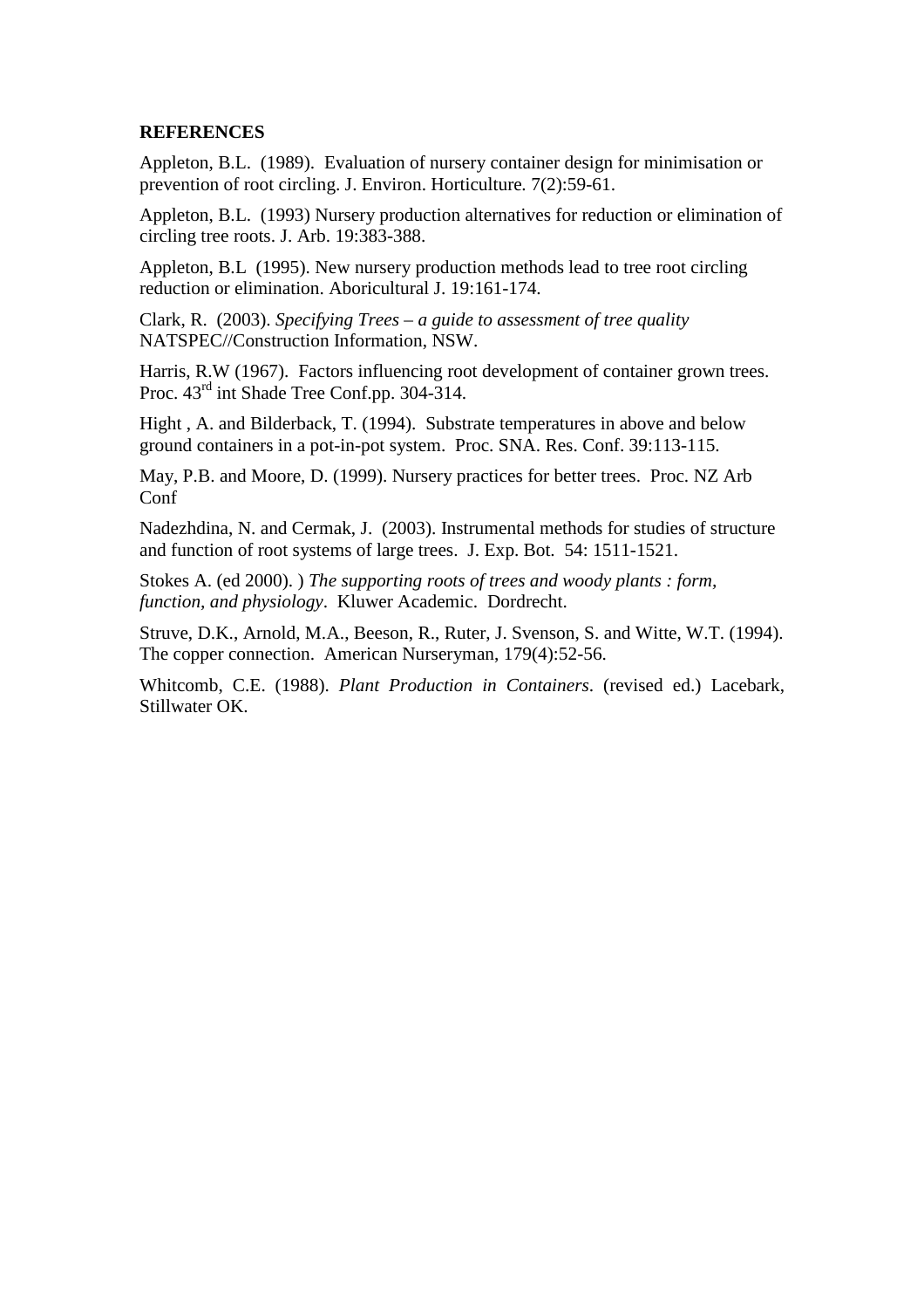**REFERENCES**

Appleton, B.L. (1989). Evaluation of nursery container design for minimisation or prevention of root circling. J. Environ. Horticulture. 7(2):59-61.

Appleton, B.L. (1993) Nursery production alternatives for reduction or elimination of circling tree roots. J. Arb. 19:383-388.

Appleton, B.L (1995). New nursery production methods lead to tree root circling reduction or elimination. Aboricultural J. 19:161-174.

Clark, R. (2003). *Specifying Trees – a guide to assessment of tree quality* NATSPEC//Construction Information, NSW.

Harris, R.W (1967). Factors influencing root development of container grown trees. Proc. 43rd int Shade Tree Conf.pp. 304-314.

Hight , A. and Bilderback, T. (1994). Substrate temperatures in above and below ground containers in a pot-in-pot system. Proc. SNA. Res. Conf. 39:113-115.

May, P.B. and Moore, D. (1999). Nursery practices for better trees. Proc. NZ Arb Conf

Nadezhdina, N. and Cermak, J. (2003). Instrumental methods for studies of structure and function of root systems of large trees. J. Exp. Bot. 54: 1511-1521.

Stokes A. (ed 2000). ) *The supporting roots of trees and woody plants : form, function, and physiology*. Kluwer Academic. Dordrecht.

Struve, D.K., Arnold, M.A., Beeson, R., Ruter, J. Svenson, S. and Witte, W.T. (1994). The copper connection. American Nurseryman, 179(4):52-56.

Whitcomb, C.E. (1988). *Plant Production in Containers*. (revised ed.) Lacebark, Stillwater OK.